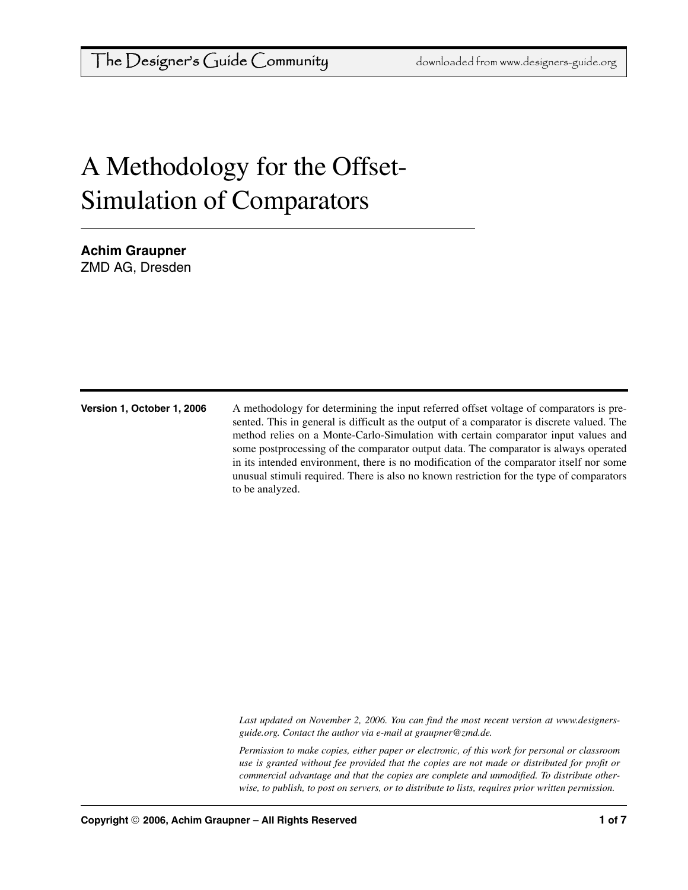# A Methodology for the Offset-Simulation of Comparators

**Achim Graupner**
ZMD AG, Dresden

**Version 1, October 1, 2006**

A methodology for determining the input referred offset voltage of comparators is presented. This in general is difficult as the output of a comparator is discrete valued. The method relies on a Monte-Carlo-Simulation with certain comparator input values and some postprocessing of the comparator output data. The comparator is always operated in its intended environment, there is no modification of the comparator itself nor some unusual stimuli required. There is also no known restriction for the type of comparators to be analyzed.

*Last updated on November 2, 2006. You can find the most recent version at www.designers-guide.org. Contact the author via e-mail at graupner@zmd.de.*

*Permission to make copies, either paper or electronic, of this work for personal or classroom use is granted without fee provided that the copies are not made or distributed for profit or commercial advantage and that the copies are complete and unmodified. To distribute otherwise, to publish, to post on servers, or to distribute to lists, requires prior written permission.*

**Copyright © 2006, Achim Graupner – All Rights Reserved**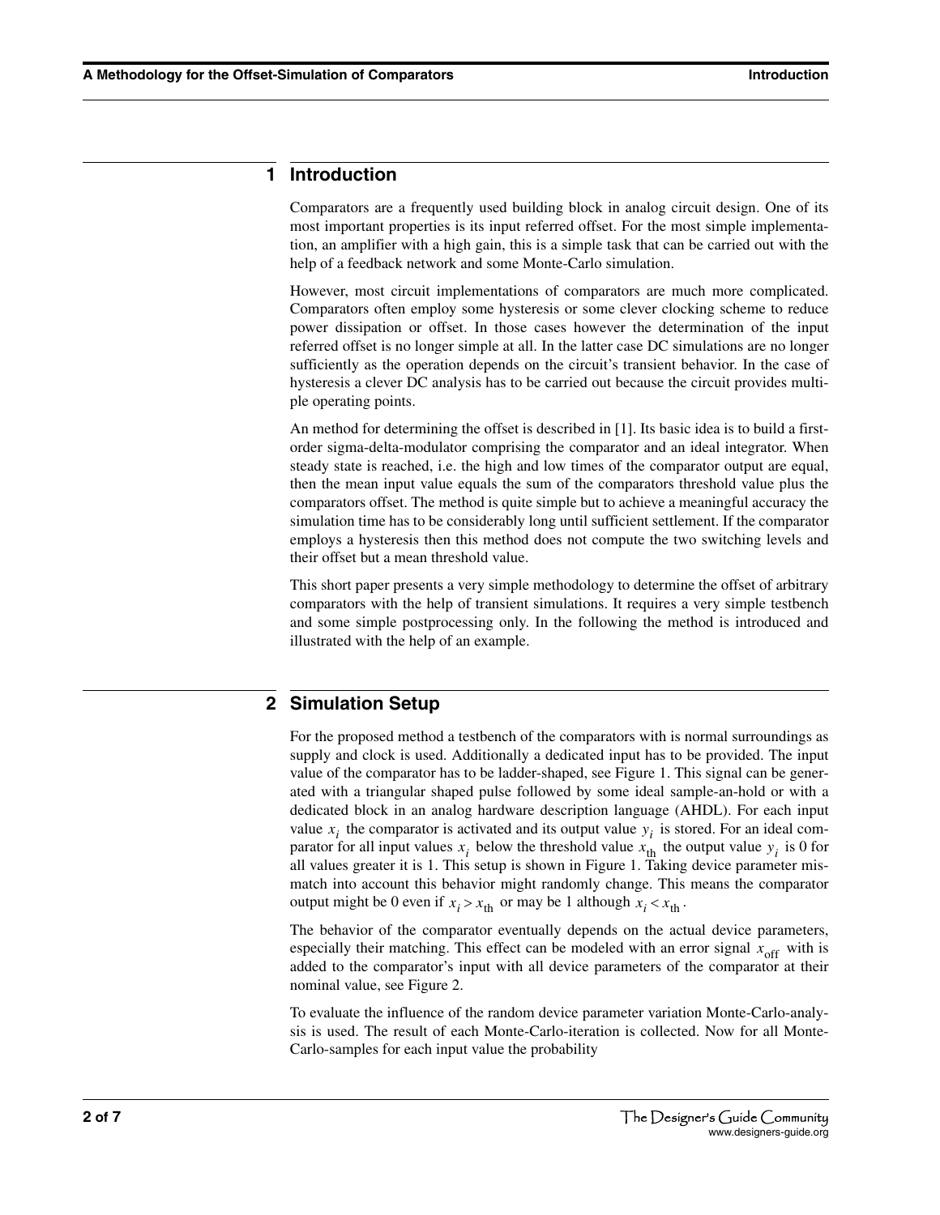## 1 Introduction

Comparators are a frequently used building block in analog circuit design. One of its most important properties is its input referred offset. For the most simple implementation, an amplifier with a high gain, this is a simple task that can be carried out with the help of a feedback network and some Monte-Carlo simulation.

However, most circuit implementations of comparators are much more complicated. Comparators often employ some hysteresis or some clever clocking scheme to reduce power dissipation or offset. In those cases however the determination of the input referred offset is no longer simple at all. In the latter case DC simulations are no longer sufficiently as the operation depends on the circuit's transient behavior. In the case of hysteresis a clever DC analysis has to be carried out because the circuit provides multiple operating points.

An method for determining the offset is described in [1]. Its basic idea is to build a first-order sigma-delta-modulator comprising the comparator and an ideal integrator. When steady state is reached, i.e. the high and low times of the comparator output are equal, then the mean input value equals the sum of the comparators threshold value plus the comparators offset. The method is quite simple but to achieve a meaningful accuracy the simulation time has to be considerably long until sufficient settlement. If the comparator employs a hysteresis then this method does not compute the two switching levels and their offset but a mean threshold value.

This short paper presents a very simple methodology to determine the offset of arbitrary comparators with the help of transient simulations. It requires a very simple testbench and some simple postprocessing only. In the following the method is introduced and illustrated with the help of an example.

## 2 Simulation Setup

For the proposed method a testbench of the comparators with is normal surroundings as supply and clock is used. Additionally a dedicated input has to be provided. The input value of the comparator has to be ladder-shaped, see Figure 1. This signal can be generated with a triangular shaped pulse followed by some ideal sample-an-hold or with a dedicated block in an analog hardware description language (AHDL). For each input value $x_i$ the comparator is activated and its output value $y_i$ is stored. For an ideal comparator for all input values $x_i$ below the threshold value $x_{\text{th}}$ the output value $y_i$ is 0 for all values greater it is 1. This setup is shown in Figure 1. Taking device parameter mismatch into account this behavior might randomly change. This means the comparator output might be 0 even if $x_i > x_{\text{th}}$ or may be 1 although $x_i < x_{\text{th}}$.

The behavior of the comparator eventually depends on the actual device parameters, especially their matching. This effect can be modeled with an error signal $x_{\text{off}}$ with is added to the comparator's input with all device parameters of the comparator at their nominal value, see Figure 2.

To evaluate the influence of the random device parameter variation Monte-Carlo-analysis is used. The result of each Monte-Carlo-iteration is collected. Now for all Monte-Carlo-samples for each input value the probability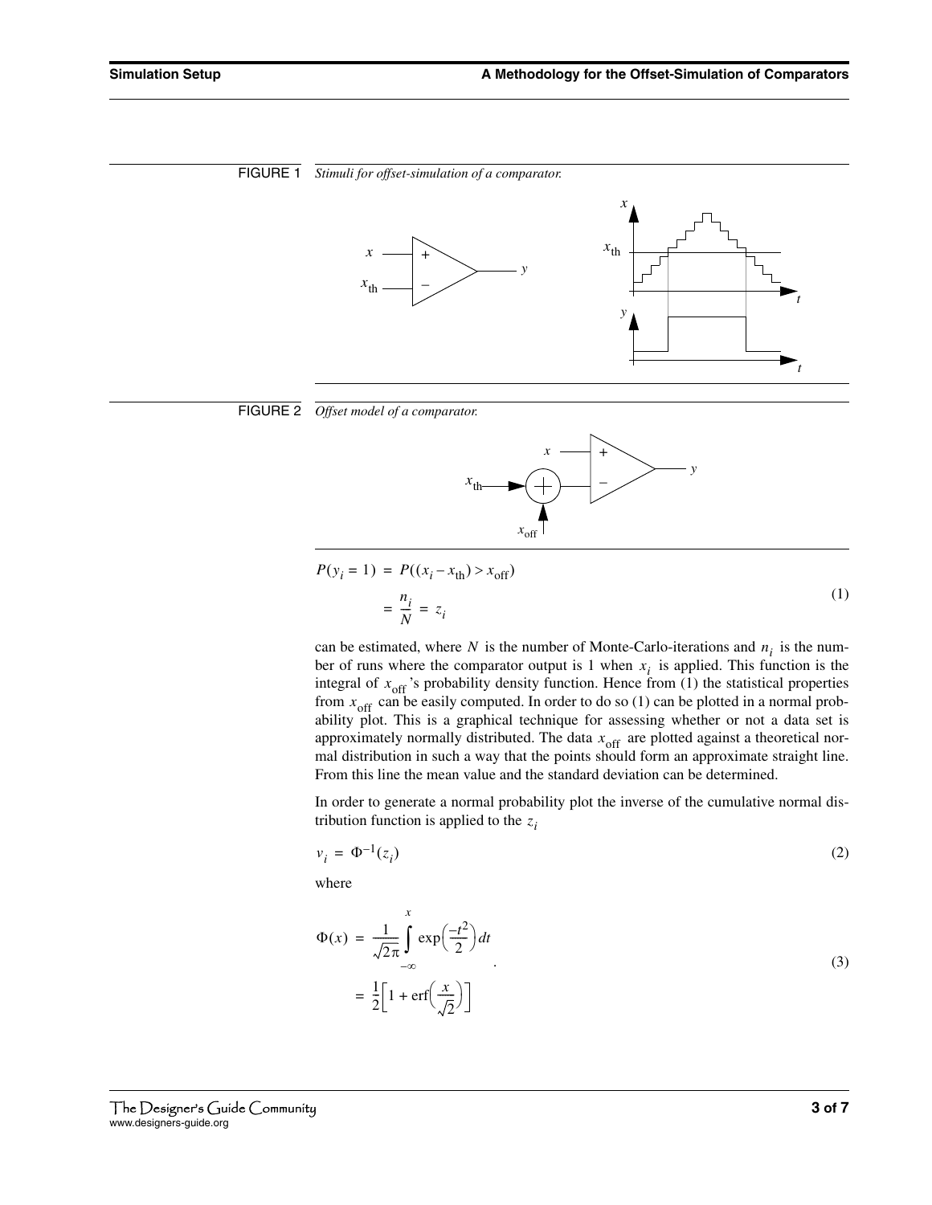FIGURE 1 *Stimuli for offset-simulation of a comparator.*

FIGURE 2 *Offset model of a comparator.*

$$
\begin{aligned}
P(y_i = 1) &= P((x_i - x_{\text{th}}) > x_{\text{off}}) \\
&= \frac{n_i}{N} = z_i
\end{aligned}
\tag{1}
$$

can be estimated, where $N$ is the number of Monte-Carlo-iterations and $n_i$ is the number of runs where the comparator output is 1 when $x_i$ is applied. This function is the integral of $x_{\text{off}}$'s probability density function. Hence from (1) the statistical properties from $x_{\text{off}}$ can be easily computed. In order to do so (1) can be plotted in a normal probability plot. This is a graphical technique for assessing whether or not a data set is approximately normally distributed. The data $x_{\text{off}}$ are plotted against a theoretical normal distribution in such a way that the points should form an approximate straight line. From this line the mean value and the standard deviation can be determined.

In order to generate a normal probability plot the inverse of the cumulative normal distribution function is applied to the $z_i$

$$
v_i = \Phi^{-1}(z_i)
\tag{2}
$$

where

$$
\begin{aligned}
\Phi(x) &= \frac{1}{\sqrt{2\pi}} \int_{-\infty}^{x} \exp\left(\frac{-t^2}{2}\right) dt \\
&= \frac{1}{2}\left[1 + \operatorname{erf}\left(\frac{x}{\sqrt{2}}\right)\right]
\end{aligned}
.
\tag{3}
$$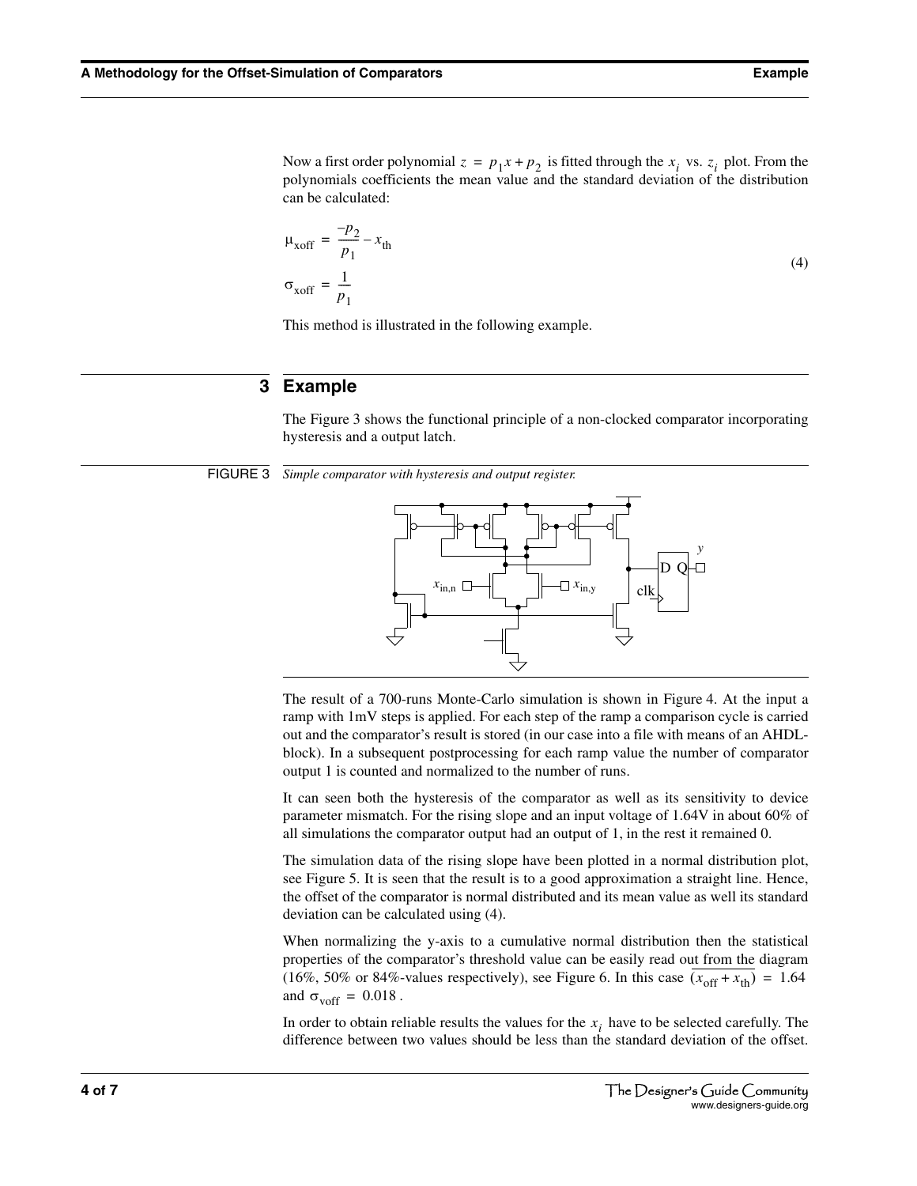Now a first order polynomial $z = p_1 x + p_2$ is fitted through the $x_i$ vs. $z_i$ plot. From the polynomials coefficients the mean value and the standard deviation of the distribution can be calculated:

$$
\mu_{\text{xoff}} = \frac{-p_2}{p_1} - x_{\text{th}}
\qquad
\sigma_{\text{xoff}} = \frac{1}{p_1}
\tag{4}
$$

This method is illustrated in the following example.

## 3 Example

The Figure 3 shows the functional principle of a non-clocked comparator incorporating hysteresis and a output latch.

FIGURE 3 *Simple comparator with hysteresis and output register.*

The result of a 700-runs Monte-Carlo simulation is shown in Figure 4. At the input a ramp with 1mV steps is applied. For each step of the ramp a comparison cycle is carried out and the comparator's result is stored (in our case into a file with means of an AHDL-block). In a subsequent postprocessing for each ramp value the number of comparator output 1 is counted and normalized to the number of runs.

It can seen both the hysteresis of the comparator as well as its sensitivity to device parameter mismatch. For the rising slope and an input voltage of 1.64V in about 60% of all simulations the comparator output had an output of 1, in the rest it remained 0.

The simulation data of the rising slope have been plotted in a normal distribution plot, see Figure 5. It is seen that the result is to a good approximation a straight line. Hence, the offset of the comparator is normal distributed and its mean value as well its standard deviation can be calculated using (4).

When normalizing the y-axis to a cumulative normal distribution then the statistical properties of the comparator's threshold value can be easily read out from the diagram (16%, 50% or 84%-values respectively), see Figure 6. In this case $\overline{(x_{\text{off}} + x_{\text{th}})} = 1.64$ and $\sigma_{\text{voff}} = 0.018$.

In order to obtain reliable results the values for the $x_i$ have to be selected carefully. The difference between two values should be less than the standard deviation of the offset.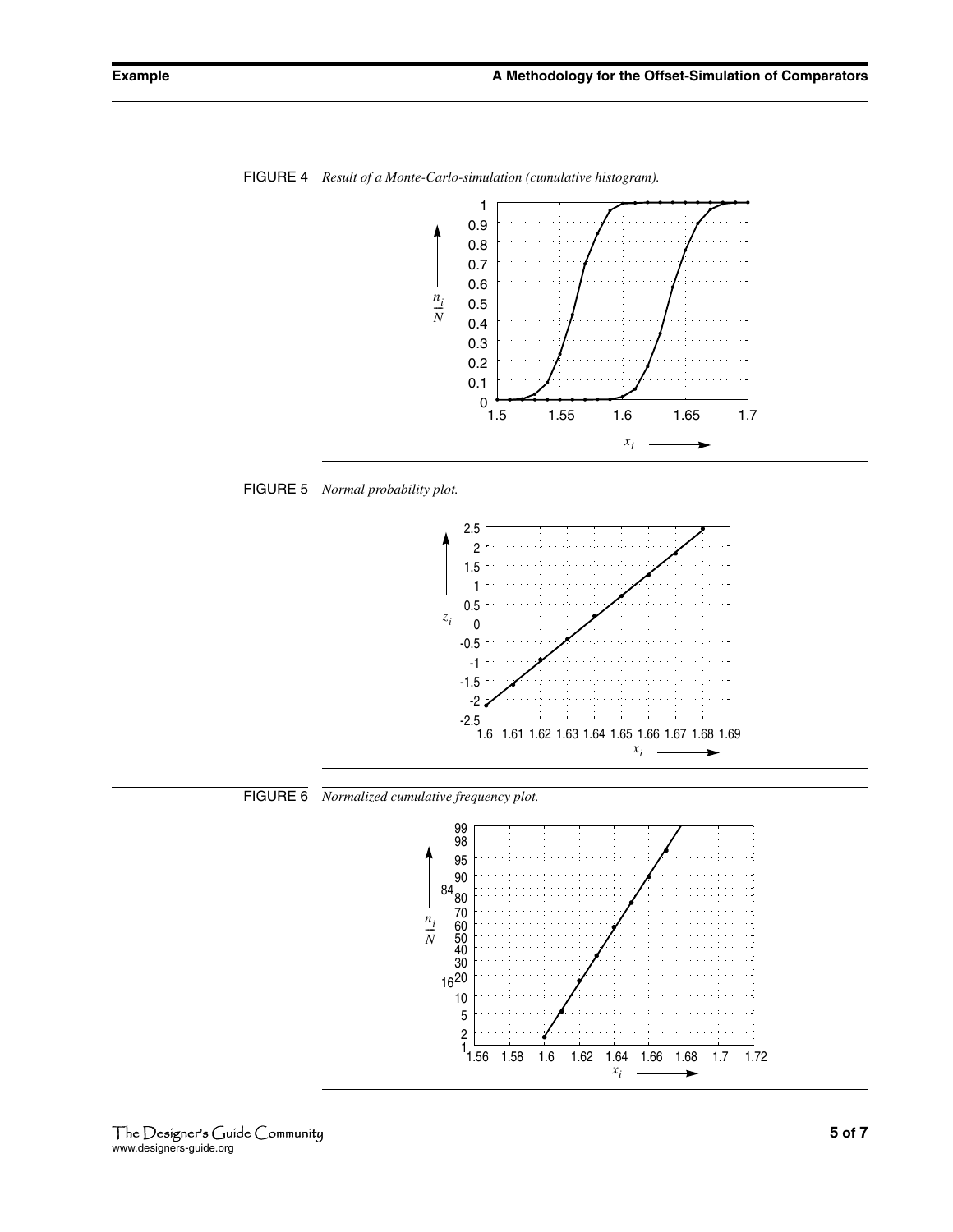FIGURE 4 *Result of a Monte-Carlo-simulation (cumulative histogram).*

FIGURE 5 *Normal probability plot.*

FIGURE 6 *Normalized cumulative frequency plot.*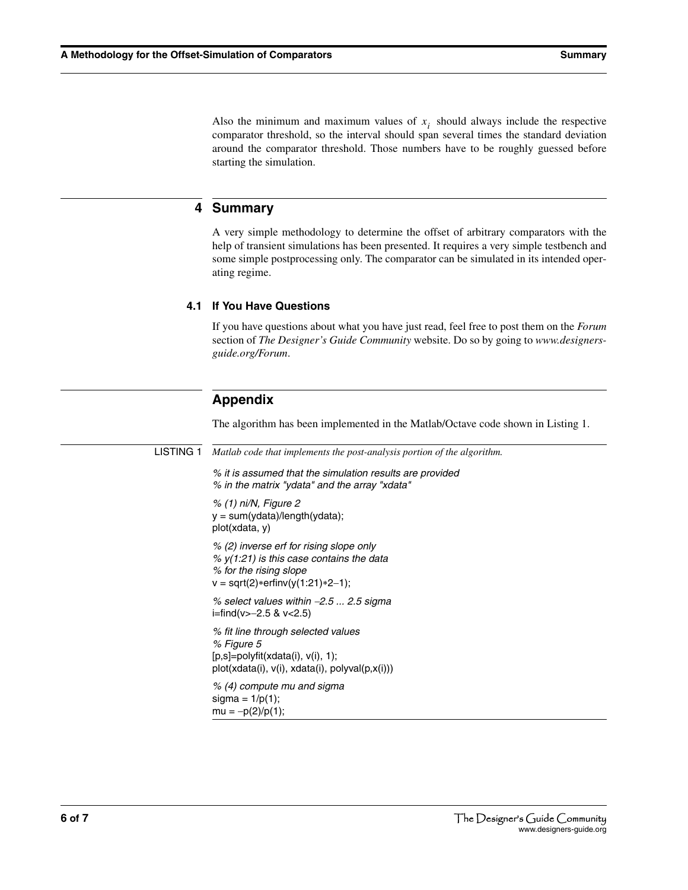Also the minimum and maximum values of $x_i$ should always include the respective comparator threshold, so the interval should span several times the standard deviation around the comparator threshold. Those numbers have to be roughly guessed before starting the simulation.

## 4 Summary

A very simple methodology to determine the offset of arbitrary comparators with the help of transient simulations has been presented. It requires a very simple testbench and some simple postprocessing only. The comparator can be simulated in its intended operating regime.

### 4.1 If You Have Questions

If you have questions about what you have just read, feel free to post them on the *Forum* section of *The Designer's Guide Community* website. Do so by going to *www.designers-guide.org/Forum*.

## Appendix

The algorithm has been implemented in the Matlab/Octave code shown in Listing 1.

LISTING 1 *Matlab code that implements the post-analysis portion of the algorithm.*

```
% it is assumed that the simulation results are provided
% in the matrix "ydata" and the array "xdata"

% (1) ni/N, Figure 2
y = sum(ydata)/length(ydata);
plot(xdata, y)

% (2) inverse erf for rising slope only
% y(1:21) is this case contains the data
% for the rising slope
v = sqrt(2)*erfinv(y(1:21)*2-1);

% select values within -2.5 ... 2.5 sigma
i=find(v>-2.5 & v<2.5)

% fit line through selected values
% Figure 5
[p,s]=polyfit(xdata(i), v(i), 1);
plot(xdata(i), v(i), xdata(i), polyval(p,x(i)))

% (4) compute mu and sigma
sigma = 1/p(1);
mu = -p(2)/p(1);
```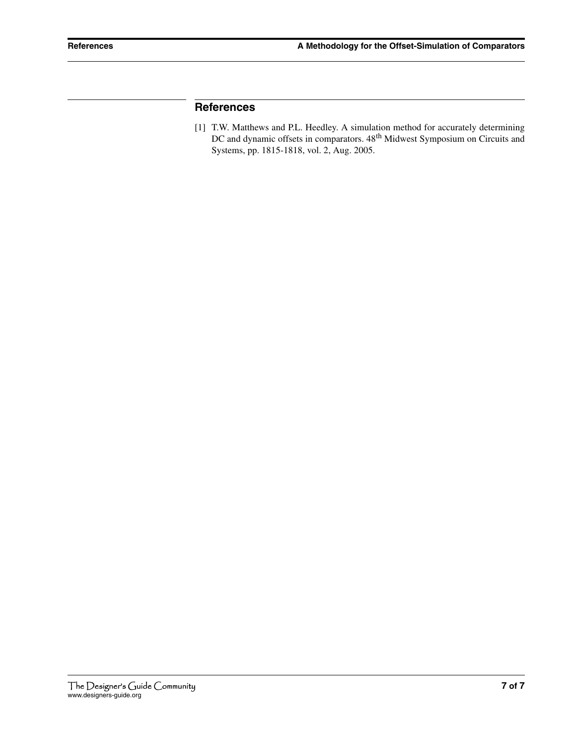## References

[1] T.W. Matthews and P.L. Heedley. A simulation method for accurately determining DC and dynamic offsets in comparators. 48th Midwest Symposium on Circuits and Systems, pp. 1815-1818, vol. 2, Aug. 2005.